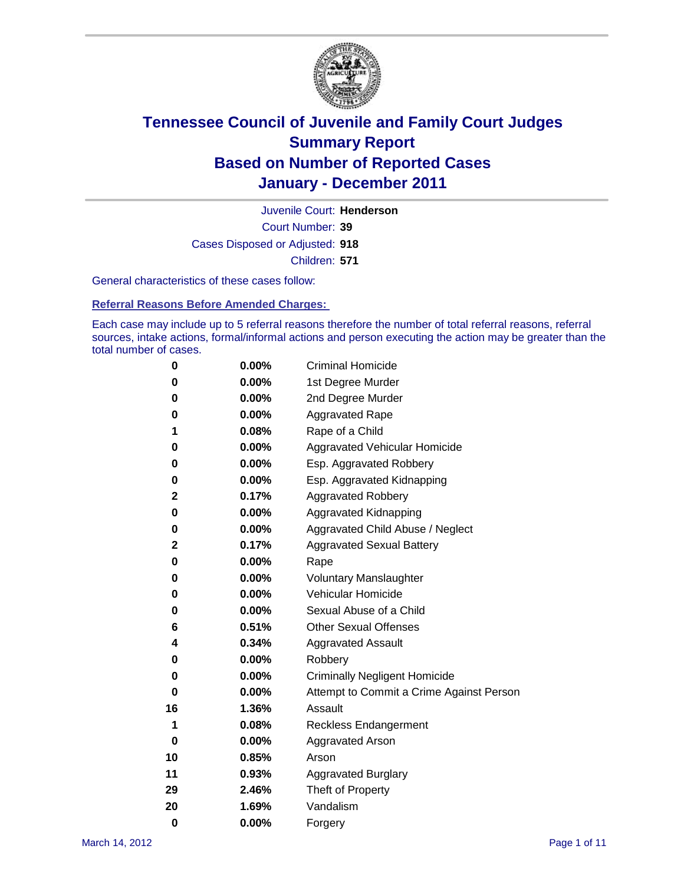# Tennessee Council of Juvenile and Family Court Judges
# Summary Report
# Based on Number of Reported Cases
# January - December 2011

Juvenile Court: **Henderson**

Court Number: **39**

Cases Disposed or Adjusted: **918**

Children: **571**

General characteristics of these cases follow:

## Referral Reasons Before Amended Charges:

Each case may include up to 5 referral reasons therefore the number of total referral reasons, referral sources, intake actions, formal/informal actions and person executing the action may be greater than the total number of cases.

| Count | Percent | Reason |
|---|---|---|
| 0 | 0.00% | Criminal Homicide |
| 0 | 0.00% | 1st Degree Murder |
| 0 | 0.00% | 2nd Degree Murder |
| 0 | 0.00% | Aggravated Rape |
| 1 | 0.08% | Rape of a Child |
| 0 | 0.00% | Aggravated Vehicular Homicide |
| 0 | 0.00% | Esp. Aggravated Robbery |
| 0 | 0.00% | Esp. Aggravated Kidnapping |
| 2 | 0.17% | Aggravated Robbery |
| 0 | 0.00% | Aggravated Kidnapping |
| 0 | 0.00% | Aggravated Child Abuse / Neglect |
| 2 | 0.17% | Aggravated Sexual Battery |
| 0 | 0.00% | Rape |
| 0 | 0.00% | Voluntary Manslaughter |
| 0 | 0.00% | Vehicular Homicide |
| 0 | 0.00% | Sexual Abuse of a Child |
| 6 | 0.51% | Other Sexual Offenses |
| 4 | 0.34% | Aggravated Assault |
| 0 | 0.00% | Robbery |
| 0 | 0.00% | Criminally Negligent Homicide |
| 0 | 0.00% | Attempt to Commit a Crime Against Person |
| 16 | 1.36% | Assault |
| 1 | 0.08% | Reckless Endangerment |
| 0 | 0.00% | Aggravated Arson |
| 10 | 0.85% | Arson |
| 11 | 0.93% | Aggravated Burglary |
| 29 | 2.46% | Theft of Property |
| 20 | 1.69% | Vandalism |
| 0 | 0.00% | Forgery |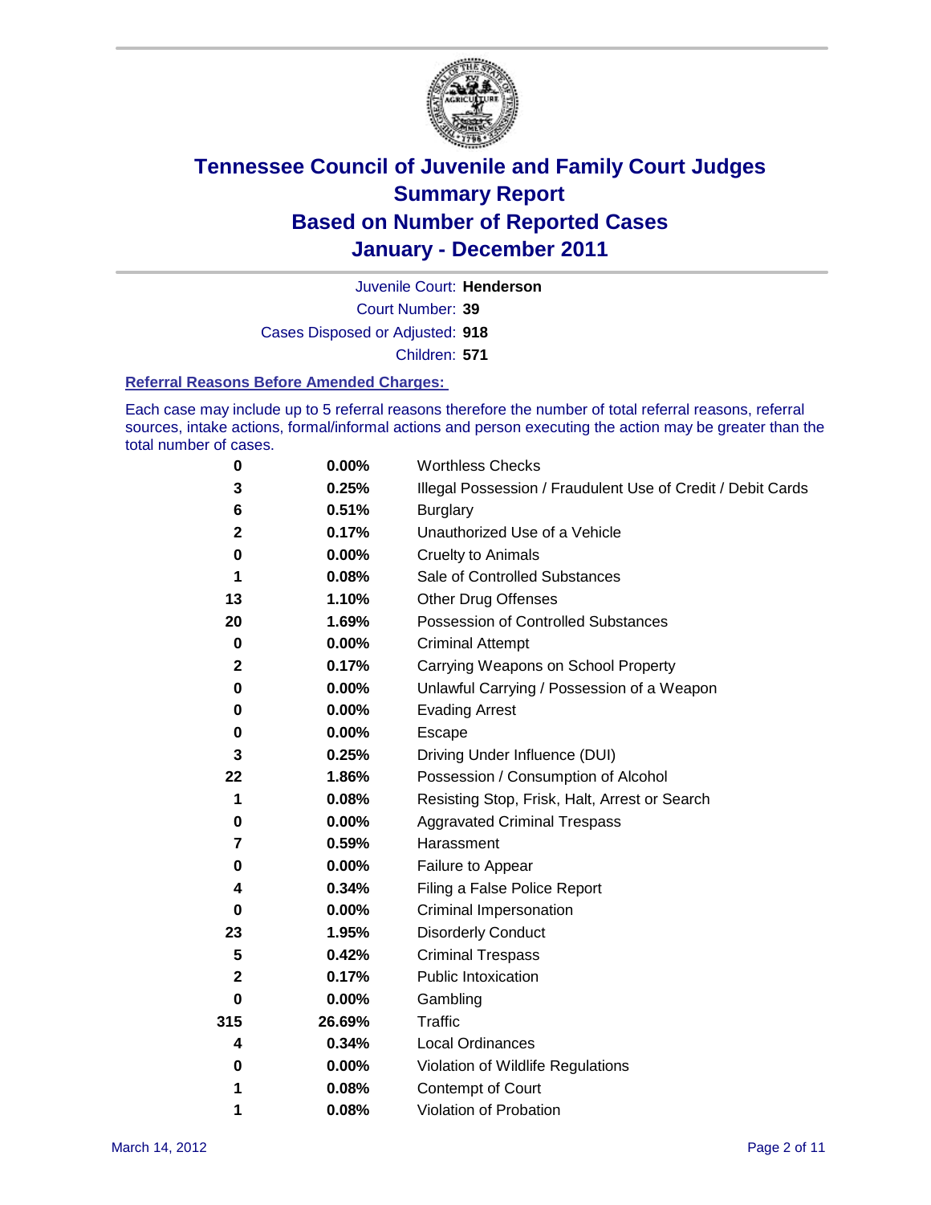# Tennessee Council of Juvenile and Family Court Judges
# Summary Report
# Based on Number of Reported Cases
# January - December 2011

Juvenile Court: **Henderson**

Court Number: **39**

Cases Disposed or Adjusted: **918**

Children: **571**

### Referral Reasons Before Amended Charges:

Each case may include up to 5 referral reasons therefore the number of total referral reasons, referral sources, intake actions, formal/informal actions and person executing the action may be greater than the total number of cases.

| Count | Percent | Referral Reason |
|---|---|---|
| 0 | 0.00% | Worthless Checks |
| 3 | 0.25% | Illegal Possession / Fraudulent Use of Credit / Debit Cards |
| 6 | 0.51% | Burglary |
| 2 | 0.17% | Unauthorized Use of a Vehicle |
| 0 | 0.00% | Cruelty to Animals |
| 1 | 0.08% | Sale of Controlled Substances |
| 13 | 1.10% | Other Drug Offenses |
| 20 | 1.69% | Possession of Controlled Substances |
| 0 | 0.00% | Criminal Attempt |
| 2 | 0.17% | Carrying Weapons on School Property |
| 0 | 0.00% | Unlawful Carrying / Possession of a Weapon |
| 0 | 0.00% | Evading Arrest |
| 0 | 0.00% | Escape |
| 3 | 0.25% | Driving Under Influence (DUI) |
| 22 | 1.86% | Possession / Consumption of Alcohol |
| 1 | 0.08% | Resisting Stop, Frisk, Halt, Arrest or Search |
| 0 | 0.00% | Aggravated Criminal Trespass |
| 7 | 0.59% | Harassment |
| 0 | 0.00% | Failure to Appear |
| 4 | 0.34% | Filing a False Police Report |
| 0 | 0.00% | Criminal Impersonation |
| 23 | 1.95% | Disorderly Conduct |
| 5 | 0.42% | Criminal Trespass |
| 2 | 0.17% | Public Intoxication |
| 0 | 0.00% | Gambling |
| 315 | 26.69% | Traffic |
| 4 | 0.34% | Local Ordinances |
| 0 | 0.00% | Violation of Wildlife Regulations |
| 1 | 0.08% | Contempt of Court |
| 1 | 0.08% | Violation of Probation |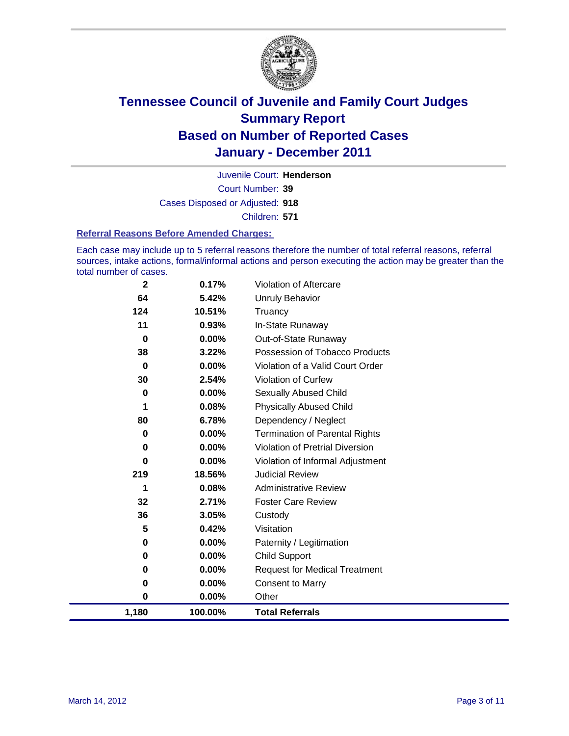# Tennessee Council of Juvenile and Family Court Judges
## Summary Report
## Based on Number of Reported Cases
## January - December 2011

Juvenile Court: **Henderson**
Court Number: **39**
Cases Disposed or Adjusted: **918**
Children: **571**

### Referral Reasons Before Amended Charges:

Each case may include up to 5 referral reasons therefore the number of total referral reasons, referral sources, intake actions, formal/informal actions and person executing the action may be greater than the total number of cases.

| | | |
|---|---|---|
| 2 | 0.17% | Violation of Aftercare |
| 64 | 5.42% | Unruly Behavior |
| 124 | 10.51% | Truancy |
| 11 | 0.93% | In-State Runaway |
| 0 | 0.00% | Out-of-State Runaway |
| 38 | 3.22% | Possession of Tobacco Products |
| 0 | 0.00% | Violation of a Valid Court Order |
| 30 | 2.54% | Violation of Curfew |
| 0 | 0.00% | Sexually Abused Child |
| 1 | 0.08% | Physically Abused Child |
| 80 | 6.78% | Dependency / Neglect |
| 0 | 0.00% | Termination of Parental Rights |
| 0 | 0.00% | Violation of Pretrial Diversion |
| 0 | 0.00% | Violation of Informal Adjustment |
| 219 | 18.56% | Judicial Review |
| 1 | 0.08% | Administrative Review |
| 32 | 2.71% | Foster Care Review |
| 36 | 3.05% | Custody |
| 5 | 0.42% | Visitation |
| 0 | 0.00% | Paternity / Legitimation |
| 0 | 0.00% | Child Support |
| 0 | 0.00% | Request for Medical Treatment |
| 0 | 0.00% | Consent to Marry |
| 0 | 0.00% | Other |
| **1,180** | **100.00%** | **Total Referrals** |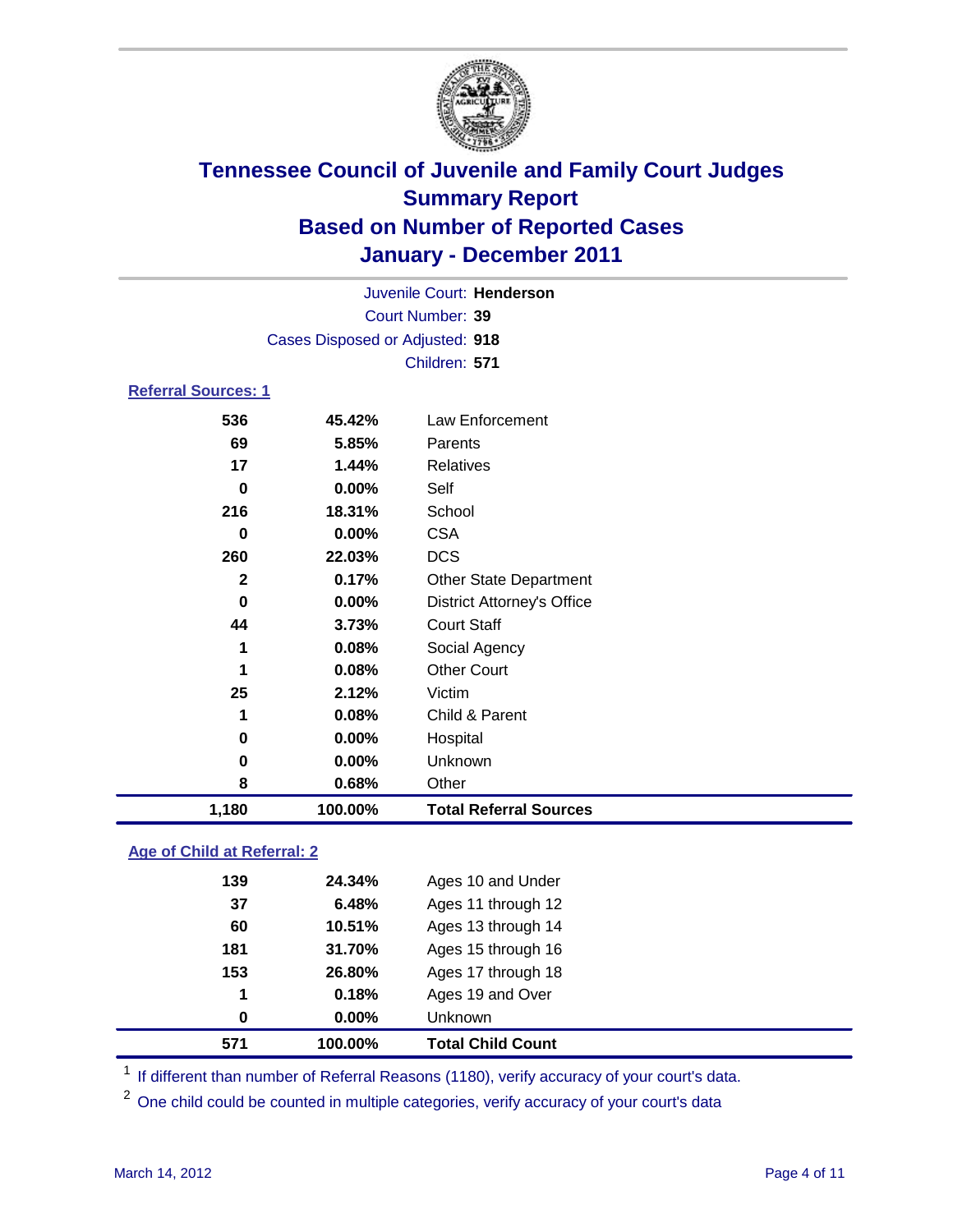# Tennessee Council of Juvenile and Family Court Judges
## Summary Report
## Based on Number of Reported Cases
## January - December 2011

Juvenile Court: **Henderson**
Court Number: **39**
Cases Disposed or Adjusted: **918**
Children: **571**

### Referral Sources: 1

| Count | Percent | Source |
|---|---|---|
| 536 | 45.42% | Law Enforcement |
| 69 | 5.85% | Parents |
| 17 | 1.44% | Relatives |
| 0 | 0.00% | Self |
| 216 | 18.31% | School |
| 0 | 0.00% | CSA |
| 260 | 22.03% | DCS |
| 2 | 0.17% | Other State Department |
| 0 | 0.00% | District Attorney's Office |
| 44 | 3.73% | Court Staff |
| 1 | 0.08% | Social Agency |
| 1 | 0.08% | Other Court |
| 25 | 2.12% | Victim |
| 1 | 0.08% | Child & Parent |
| 0 | 0.00% | Hospital |
| 0 | 0.00% | Unknown |
| 8 | 0.68% | Other |
| **1,180** | **100.00%** | **Total Referral Sources** |

### Age of Child at Referral: 2

| Count | Percent | Age |
|---|---|---|
| 139 | 24.34% | Ages 10 and Under |
| 37 | 6.48% | Ages 11 through 12 |
| 60 | 10.51% | Ages 13 through 14 |
| 181 | 31.70% | Ages 15 through 16 |
| 153 | 26.80% | Ages 17 through 18 |
| 1 | 0.18% | Ages 19 and Over |
| 0 | 0.00% | Unknown |
| **571** | **100.00%** | **Total Child Count** |

[1] If different than number of Referral Reasons (1180), verify accuracy of your court's data.

[2] One child could be counted in multiple categories, verify accuracy of your court's data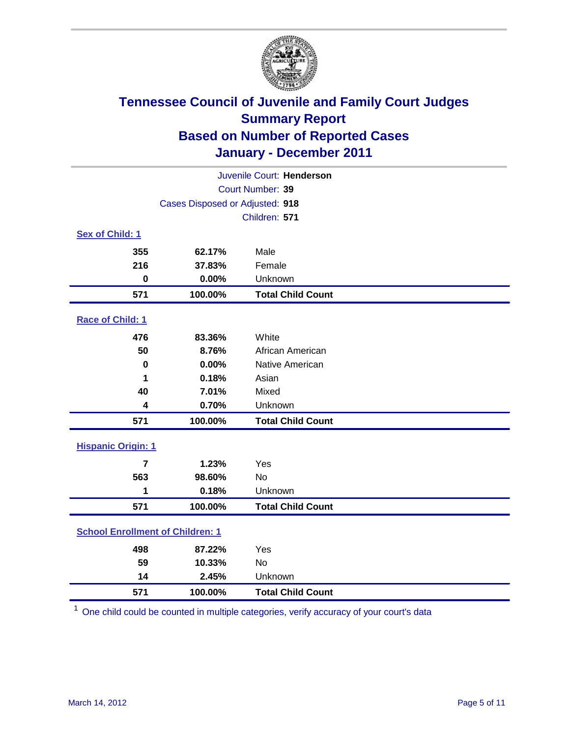# Tennessee Council of Juvenile and Family Court Judges
## Summary Report
## Based on Number of Reported Cases
## January - December 2011

Juvenile Court: **Henderson**
Court Number: **39**
Cases Disposed or Adjusted: **918**
Children: **571**

### Sex of Child: 1

| Count | Percent | Category |
|---|---|---|
| 355 | 62.17% | Male |
| 216 | 37.83% | Female |
| 0 | 0.00% | Unknown |
| **571** | **100.00%** | **Total Child Count** |

### Race of Child: 1

| Count | Percent | Category |
|---|---|---|
| 476 | 83.36% | White |
| 50 | 8.76% | African American |
| 0 | 0.00% | Native American |
| 1 | 0.18% | Asian |
| 40 | 7.01% | Mixed |
| 4 | 0.70% | Unknown |
| **571** | **100.00%** | **Total Child Count** |

### Hispanic Origin: 1

| Count | Percent | Category |
|---|---|---|
| 7 | 1.23% | Yes |
| 563 | 98.60% | No |
| 1 | 0.18% | Unknown |
| **571** | **100.00%** | **Total Child Count** |

### School Enrollment of Children: 1

| Count | Percent | Category |
|---|---|---|
| 498 | 87.22% | Yes |
| 59 | 10.33% | No |
| 14 | 2.45% | Unknown |
| **571** | **100.00%** | **Total Child Count** |

[1] One child could be counted in multiple categories, verify accuracy of your court's data

March 14, 2012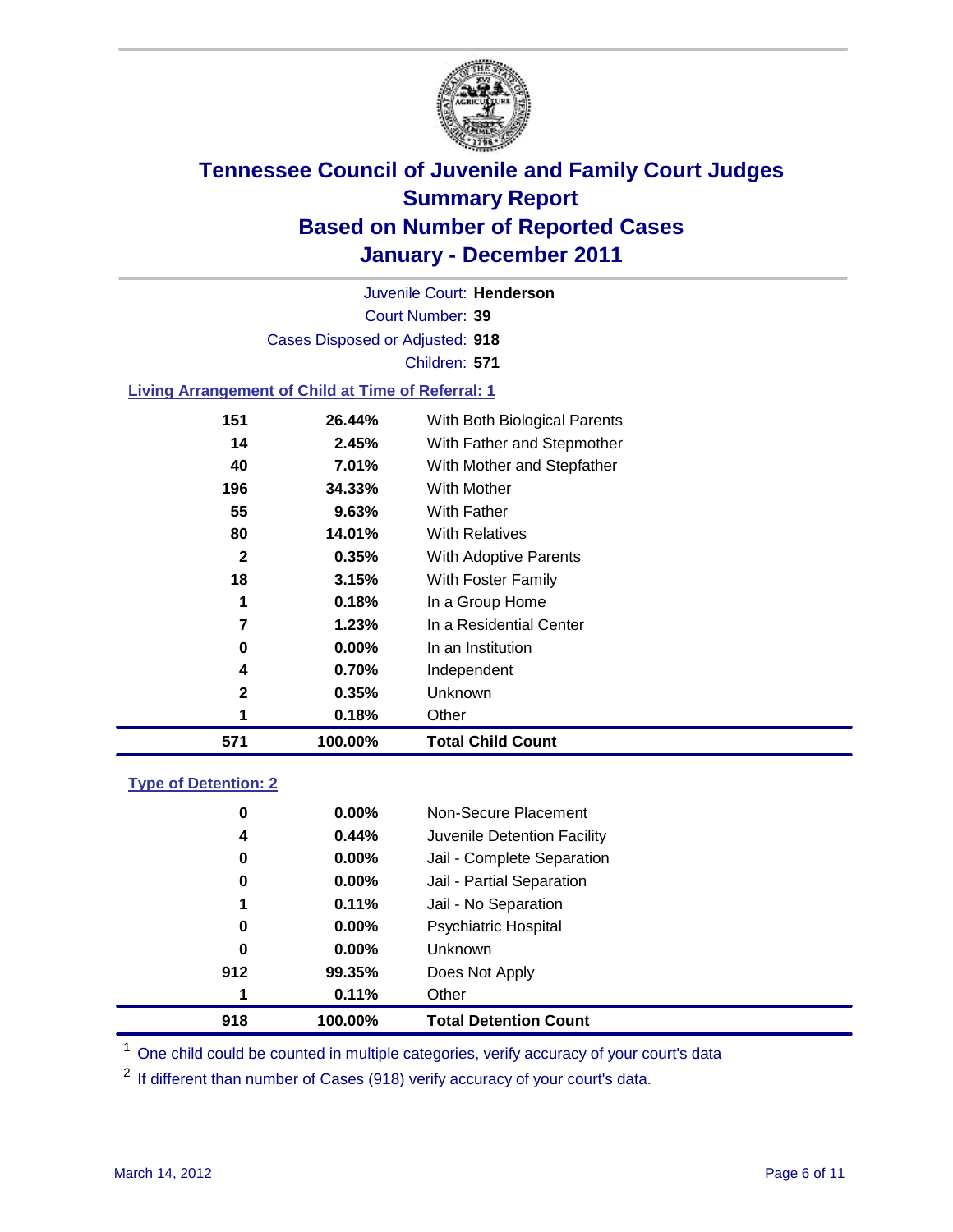# Tennessee Council of Juvenile and Family Court Judges
## Summary Report
## Based on Number of Reported Cases
## January - December 2011

Juvenile Court: **Henderson**

Court Number: **39**

Cases Disposed or Adjusted: **918**

Children: **571**

### Living Arrangement of Child at Time of Referral: 1

| Count | Percent | Category |
|---|---|---|
| 151 | 26.44% | With Both Biological Parents |
| 14 | 2.45% | With Father and Stepmother |
| 40 | 7.01% | With Mother and Stepfather |
| 196 | 34.33% | With Mother |
| 55 | 9.63% | With Father |
| 80 | 14.01% | With Relatives |
| 2 | 0.35% | With Adoptive Parents |
| 18 | 3.15% | With Foster Family |
| 1 | 0.18% | In a Group Home |
| 7 | 1.23% | In a Residential Center |
| 0 | 0.00% | In an Institution |
| 4 | 0.70% | Independent |
| 2 | 0.35% | Unknown |
| 1 | 0.18% | Other |
| **571** | **100.00%** | **Total Child Count** |

### Type of Detention: 2

| Count | Percent | Category |
|---|---|---|
| 0 | 0.00% | Non-Secure Placement |
| 4 | 0.44% | Juvenile Detention Facility |
| 0 | 0.00% | Jail - Complete Separation |
| 0 | 0.00% | Jail - Partial Separation |
| 1 | 0.11% | Jail - No Separation |
| 0 | 0.00% | Psychiatric Hospital |
| 0 | 0.00% | Unknown |
| 912 | 99.35% | Does Not Apply |
| 1 | 0.11% | Other |
| **918** | **100.00%** | **Total Detention Count** |

[1] One child could be counted in multiple categories, verify accuracy of your court's data

[2] If different than number of Cases (918) verify accuracy of your court's data.

March 14, 2012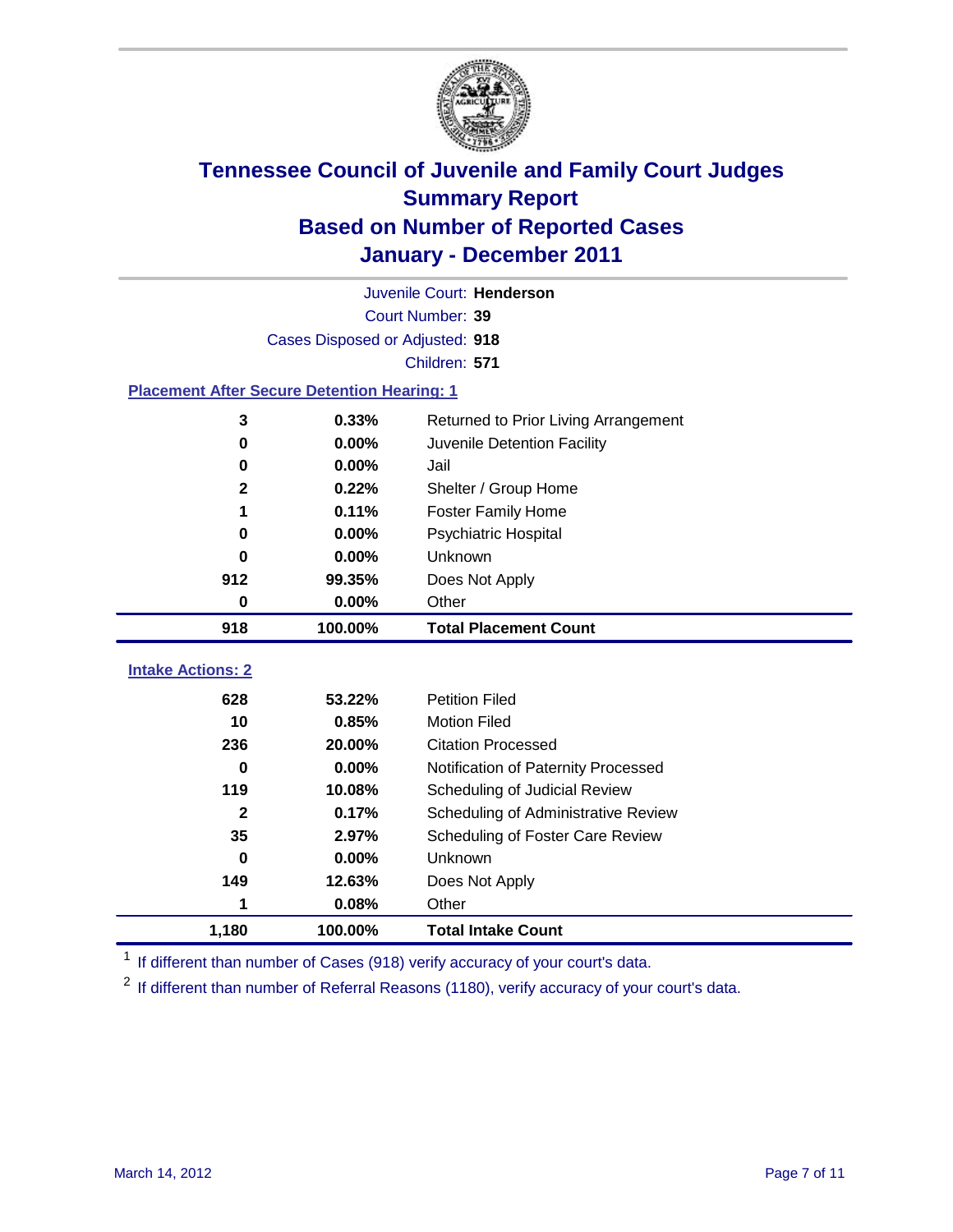# Tennessee Council of Juvenile and Family Court Judges
## Summary Report
## Based on Number of Reported Cases
## January - December 2011

Juvenile Court: **Henderson**
Court Number: **39**
Cases Disposed or Adjusted: **918**
Children: **571**

### Placement After Secure Detention Hearing: 1

| Count | Percent | Placement |
|---|---|---|
| 3 | 0.33% | Returned to Prior Living Arrangement |
| 0 | 0.00% | Juvenile Detention Facility |
| 0 | 0.00% | Jail |
| 2 | 0.22% | Shelter / Group Home |
| 1 | 0.11% | Foster Family Home |
| 0 | 0.00% | Psychiatric Hospital |
| 0 | 0.00% | Unknown |
| 912 | 99.35% | Does Not Apply |
| 0 | 0.00% | Other |
| **918** | **100.00%** | **Total Placement Count** |

### Intake Actions: 2

| Count | Percent | Intake Action |
|---|---|---|
| 628 | 53.22% | Petition Filed |
| 10 | 0.85% | Motion Filed |
| 236 | 20.00% | Citation Processed |
| 0 | 0.00% | Notification of Paternity Processed |
| 119 | 10.08% | Scheduling of Judicial Review |
| 2 | 0.17% | Scheduling of Administrative Review |
| 35 | 2.97% | Scheduling of Foster Care Review |
| 0 | 0.00% | Unknown |
| 149 | 12.63% | Does Not Apply |
| 1 | 0.08% | Other |
| **1,180** | **100.00%** | **Total Intake Count** |

[1] If different than number of Cases (918) verify accuracy of your court's data.

[2] If different than number of Referral Reasons (1180), verify accuracy of your court's data.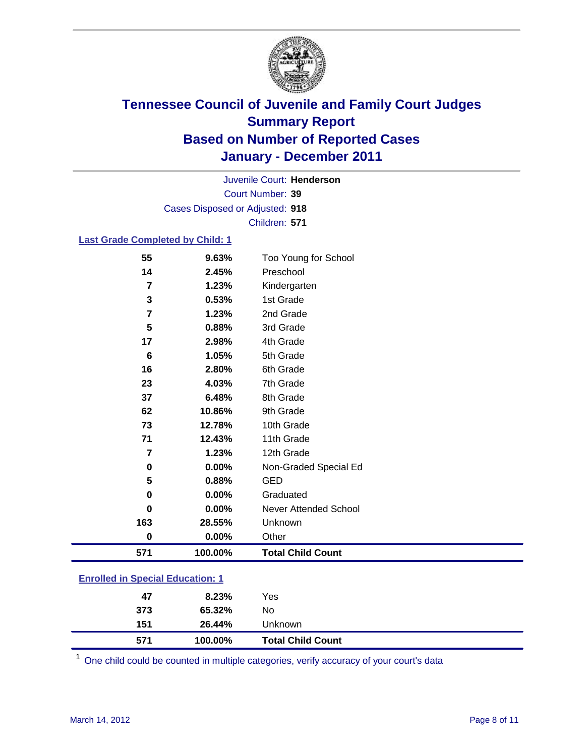# Tennessee Council of Juvenile and Family Court Judges
## Summary Report
## Based on Number of Reported Cases
## January - December 2011

Juvenile Court: **Henderson**
Court Number: **39**
Cases Disposed or Adjusted: **918**
Children: **571**

### Last Grade Completed by Child: 1

| Count | Percent | Category |
|---|---|---|
| 55 | 9.63% | Too Young for School |
| 14 | 2.45% | Preschool |
| 7 | 1.23% | Kindergarten |
| 3 | 0.53% | 1st Grade |
| 7 | 1.23% | 2nd Grade |
| 5 | 0.88% | 3rd Grade |
| 17 | 2.98% | 4th Grade |
| 6 | 1.05% | 5th Grade |
| 16 | 2.80% | 6th Grade |
| 23 | 4.03% | 7th Grade |
| 37 | 6.48% | 8th Grade |
| 62 | 10.86% | 9th Grade |
| 73 | 12.78% | 10th Grade |
| 71 | 12.43% | 11th Grade |
| 7 | 1.23% | 12th Grade |
| 0 | 0.00% | Non-Graded Special Ed |
| 5 | 0.88% | GED |
| 0 | 0.00% | Graduated |
| 0 | 0.00% | Never Attended School |
| 163 | 28.55% | Unknown |
| 0 | 0.00% | Other |
| **571** | **100.00%** | **Total Child Count** |

### Enrolled in Special Education: 1

| Count | Percent | Category |
|---|---|---|
| 47 | 8.23% | Yes |
| 373 | 65.32% | No |
| 151 | 26.44% | Unknown |
| **571** | **100.00%** | **Total Child Count** |

[1] One child could be counted in multiple categories, verify accuracy of your court's data

March 14, 2012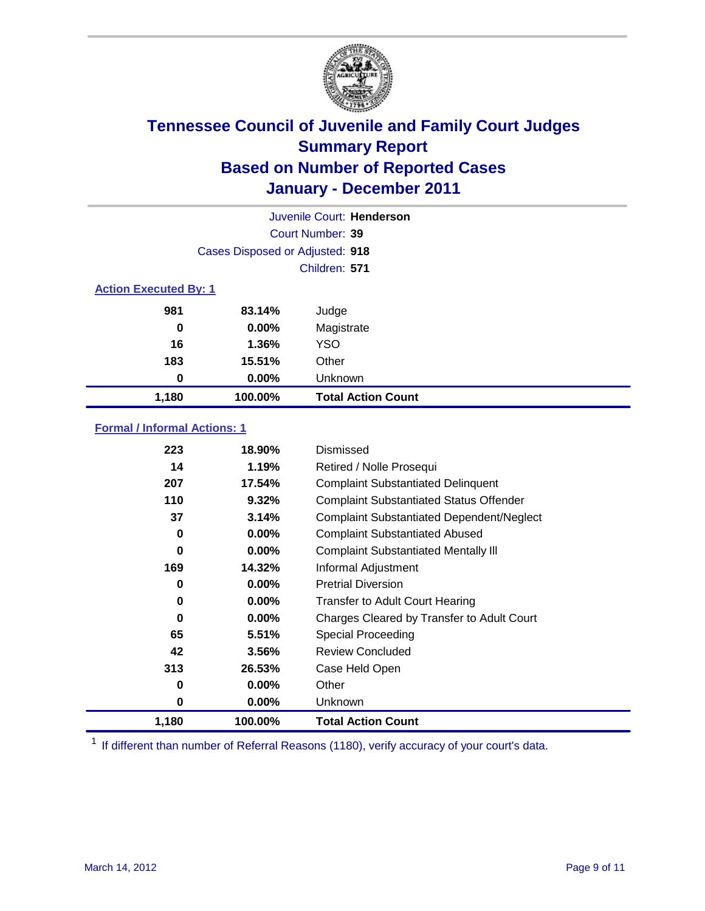# Tennessee Council of Juvenile and Family Court Judges
## Summary Report
## Based on Number of Reported Cases
## January - December 2011

Juvenile Court: **Henderson**
Court Number: **39**
Cases Disposed or Adjusted: **918**
Children: **571**

### Action Executed By: 1

| | | |
|---|---|---|
| 981 | 83.14% | Judge |
| 0 | 0.00% | Magistrate |
| 16 | 1.36% | YSO |
| 183 | 15.51% | Other |
| 0 | 0.00% | Unknown |
| **1,180** | **100.00%** | **Total Action Count** |

### Formal / Informal Actions: 1

| | | |
|---|---|---|
| 223 | 18.90% | Dismissed |
| 14 | 1.19% | Retired / Nolle Prosequi |
| 207 | 17.54% | Complaint Substantiated Delinquent |
| 110 | 9.32% | Complaint Substantiated Status Offender |
| 37 | 3.14% | Complaint Substantiated Dependent/Neglect |
| 0 | 0.00% | Complaint Substantiated Abused |
| 0 | 0.00% | Complaint Substantiated Mentally Ill |
| 169 | 14.32% | Informal Adjustment |
| 0 | 0.00% | Pretrial Diversion |
| 0 | 0.00% | Transfer to Adult Court Hearing |
| 0 | 0.00% | Charges Cleared by Transfer to Adult Court |
| 65 | 5.51% | Special Proceeding |
| 42 | 3.56% | Review Concluded |
| 313 | 26.53% | Case Held Open |
| 0 | 0.00% | Other |
| 0 | 0.00% | Unknown |
| **1,180** | **100.00%** | **Total Action Count** |

[1] If different than number of Referral Reasons (1180), verify accuracy of your court's data.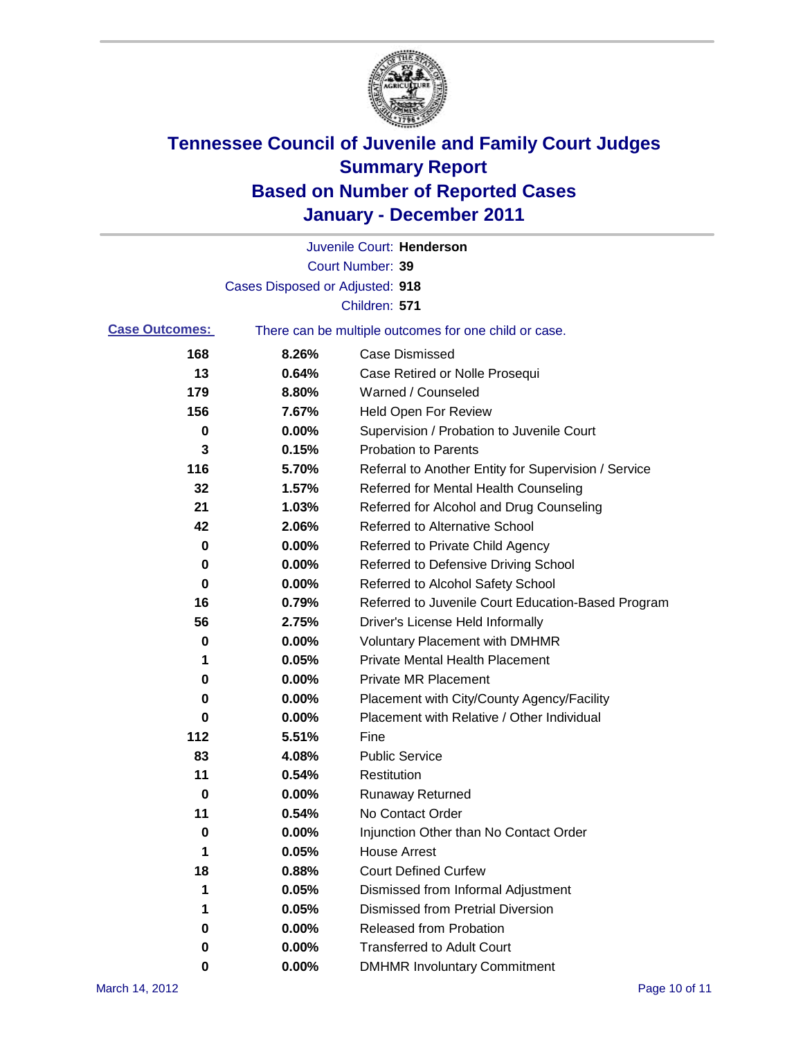# Tennessee Council of Juvenile and Family Court Judges
## Summary Report
## Based on Number of Reported Cases
## January - December 2011

Juvenile Court: **Henderson**

Court Number: **39**

Cases Disposed or Adjusted: **918**

Children: **571**

**Case Outcomes:** There can be multiple outcomes for one child or case.

| Count | Percent | Outcome |
|---|---|---|
| 168 | 8.26% | Case Dismissed |
| 13 | 0.64% | Case Retired or Nolle Prosequi |
| 179 | 8.80% | Warned / Counseled |
| 156 | 7.67% | Held Open For Review |
| 0 | 0.00% | Supervision / Probation to Juvenile Court |
| 3 | 0.15% | Probation to Parents |
| 116 | 5.70% | Referral to Another Entity for Supervision / Service |
| 32 | 1.57% | Referred for Mental Health Counseling |
| 21 | 1.03% | Referred for Alcohol and Drug Counseling |
| 42 | 2.06% | Referred to Alternative School |
| 0 | 0.00% | Referred to Private Child Agency |
| 0 | 0.00% | Referred to Defensive Driving School |
| 0 | 0.00% | Referred to Alcohol Safety School |
| 16 | 0.79% | Referred to Juvenile Court Education-Based Program |
| 56 | 2.75% | Driver's License Held Informally |
| 0 | 0.00% | Voluntary Placement with DMHMR |
| 1 | 0.05% | Private Mental Health Placement |
| 0 | 0.00% | Private MR Placement |
| 0 | 0.00% | Placement with City/County Agency/Facility |
| 0 | 0.00% | Placement with Relative / Other Individual |
| 112 | 5.51% | Fine |
| 83 | 4.08% | Public Service |
| 11 | 0.54% | Restitution |
| 0 | 0.00% | Runaway Returned |
| 11 | 0.54% | No Contact Order |
| 0 | 0.00% | Injunction Other than No Contact Order |
| 1 | 0.05% | House Arrest |
| 18 | 0.88% | Court Defined Curfew |
| 1 | 0.05% | Dismissed from Informal Adjustment |
| 1 | 0.05% | Dismissed from Pretrial Diversion |
| 0 | 0.00% | Released from Probation |
| 0 | 0.00% | Transferred to Adult Court |
| 0 | 0.00% | DMHMR Involuntary Commitment |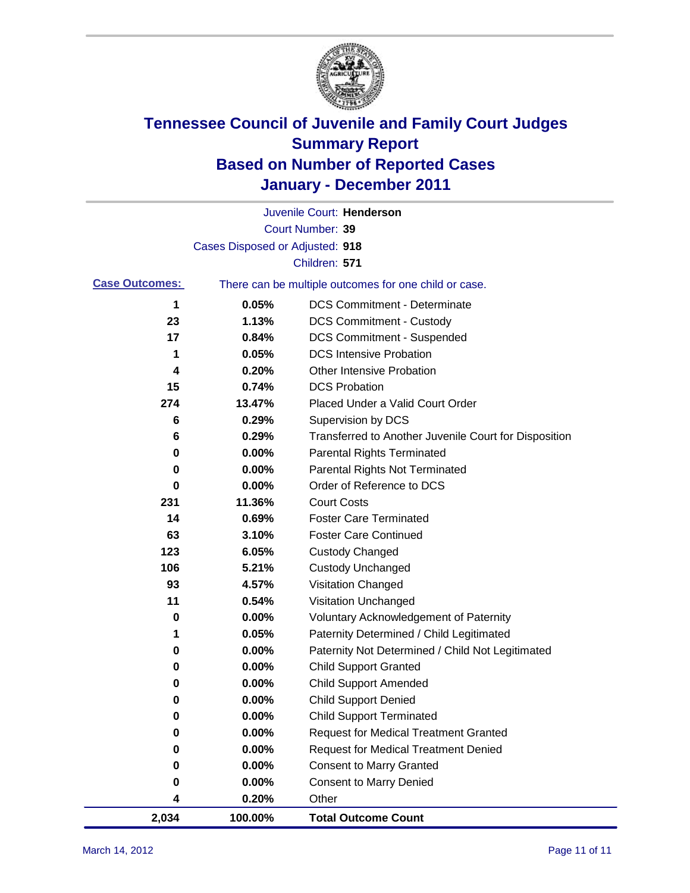# Tennessee Council of Juvenile and Family Court Judges
## Summary Report
## Based on Number of Reported Cases
## January - December 2011

Juvenile Court: **Henderson**
Court Number: **39**
Cases Disposed or Adjusted: **918**
Children: **571**

**Case Outcomes:** There can be multiple outcomes for one child or case.

| | | |
|---|---|---|
| 1 | 0.05% | DCS Commitment - Determinate |
| 23 | 1.13% | DCS Commitment - Custody |
| 17 | 0.84% | DCS Commitment - Suspended |
| 1 | 0.05% | DCS Intensive Probation |
| 4 | 0.20% | Other Intensive Probation |
| 15 | 0.74% | DCS Probation |
| 274 | 13.47% | Placed Under a Valid Court Order |
| 6 | 0.29% | Supervision by DCS |
| 6 | 0.29% | Transferred to Another Juvenile Court for Disposition |
| 0 | 0.00% | Parental Rights Terminated |
| 0 | 0.00% | Parental Rights Not Terminated |
| 0 | 0.00% | Order of Reference to DCS |
| 231 | 11.36% | Court Costs |
| 14 | 0.69% | Foster Care Terminated |
| 63 | 3.10% | Foster Care Continued |
| 123 | 6.05% | Custody Changed |
| 106 | 5.21% | Custody Unchanged |
| 93 | 4.57% | Visitation Changed |
| 11 | 0.54% | Visitation Unchanged |
| 0 | 0.00% | Voluntary Acknowledgement of Paternity |
| 1 | 0.05% | Paternity Determined / Child Legitimated |
| 0 | 0.00% | Paternity Not Determined / Child Not Legitimated |
| 0 | 0.00% | Child Support Granted |
| 0 | 0.00% | Child Support Amended |
| 0 | 0.00% | Child Support Denied |
| 0 | 0.00% | Child Support Terminated |
| 0 | 0.00% | Request for Medical Treatment Granted |
| 0 | 0.00% | Request for Medical Treatment Denied |
| 0 | 0.00% | Consent to Marry Granted |
| 0 | 0.00% | Consent to Marry Denied |
| 4 | 0.20% | Other |
| **2,034** | **100.00%** | **Total Outcome Count** |